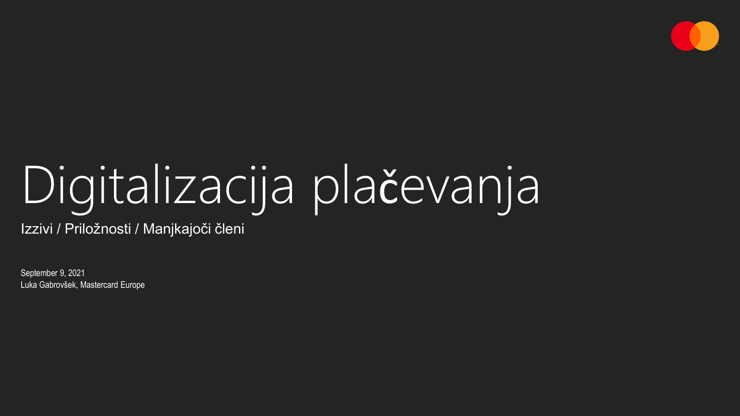# Digitalizacija plačevanja

Izzivi / Priložnosti / Manjkajoči členi

September 9, 2021

Luka Gabrovšek, Mastercard Europe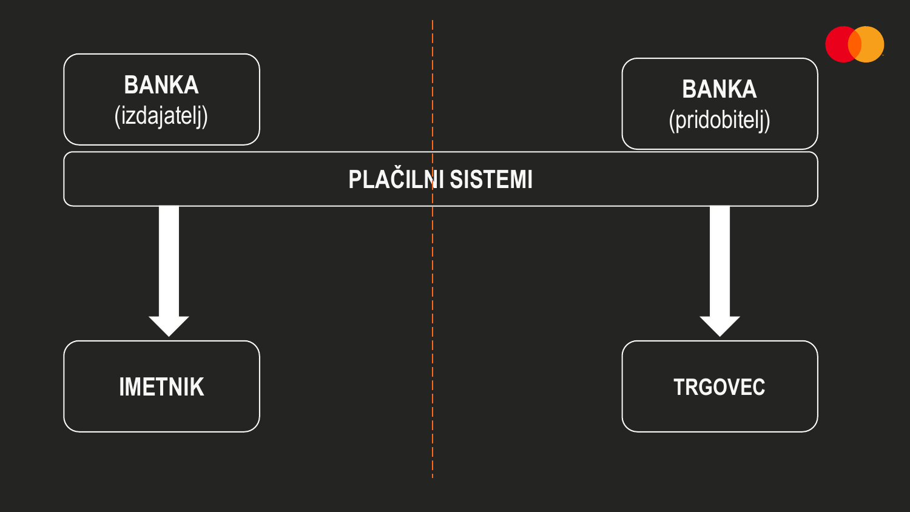BANKA
(izdajatelj)

BANKA
(pridobitelj)

PLAČILNI SISTEMI

IMETNIK

TRGOVEC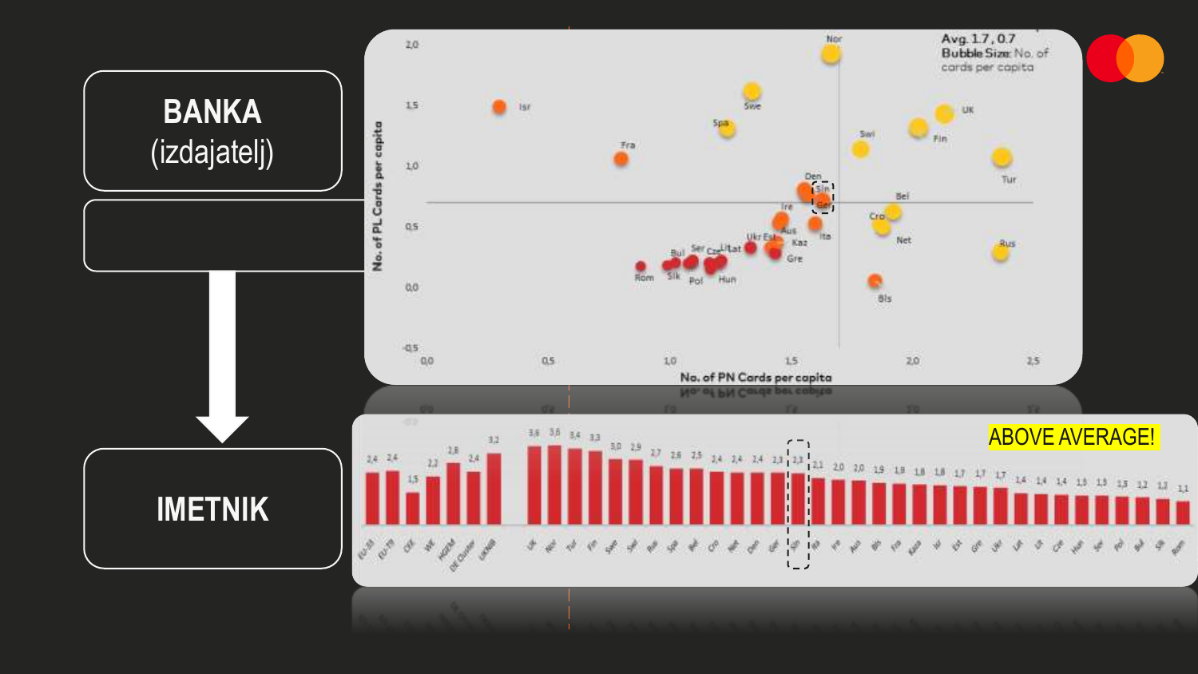**BANKA** (izdajatelj)

**IMETNIK**

Avg. 1.7, 0.7
Bubble Size: No. of cards per capita

No. of PL Cards per capita

No. of PN Cards per capita

ABOVE AVERAGE!

| EU-33 | EU-19 | CEE | WE | HGEM | DE Cluster | UKNB | UK | Nor | Tur | Fin | Swe | Swi | Rus | Spa | Bel | Cro | Net | Den | Ger | Sln | Ita | Ire | Aus | Bls | Fra | Kaza | Isr | Est | Gre | Ukr | Lat | Lit | Cze | Hun | Ser | Pol | Bul | Slk | Rom |
|---|---|---|---|---|---|---|---|---|---|---|---|---|---|---|---|---|---|---|---|---|---|---|---|---|---|---|---|---|---|---|---|---|---|---|---|---|---|---|---|
| 2,4 | 2,4 | 1,5 | 2,2 | 2,8 | 2,4 | 3,2 | 3,6 | 3,6 | 3,4 | 3,3 | 3,0 | 2,9 | 2,7 | 2,6 | 2,5 | 2,4 | 2,4 | 2,4 | 2,3 | 2,3 | 2,1 | 2,0 | 2,0 | 1,9 | 1,8 | 1,8 | 1,8 | 1,7 | 1,7 | 1,7 | 1,4 | 1,4 | 1,4 | 1,3 | 1,3 | 1,3 | 1,2 | 1,2 | 1,1 |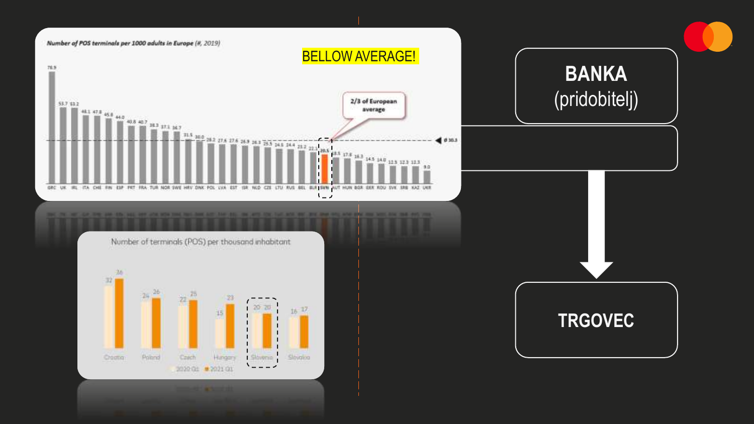**Number of POS terminals per 1000 adults in Europe (#, 2019)**

BELLOW AVERAGE!

2/3 of European average

ø 30.3

| GRC | UK | IRL | ITA | CHE | FIN | ESP | PRT | FRA | TUR | NOR | SWE | HRV | DNK | POL | LVA | EST | ISR | NLD | CZE | LTU | RUS | BEL | BLR | SVN | AUT | HUN | BGR | GER | ROU | SVK | SRB | KAZ | UKR |
|---|---|---|---|---|---|---|---|---|---|---|---|---|---|---|---|---|---|---|---|---|---|---|---|---|---|---|---|---|---|---|---|---|---|
| 78.9 | 53.7 | 53.2 | 48.1 | 47.8 | 45.8 | 44.0 | 40.8 | 40.7 | 38.3 | 37.1 | 36.7 | 31.5 | 30.0 | 28.2 | 27.6 | 27.6 | 26.9 | 26.3 | 25.5 | 24.6 | 24.4 | 23.2 | 22.1 | 20.5 | 18.5 | 17.8 | 16.3 | 14.5 | 14.0 | 12.5 | 12.3 | 12.3 | 9.0 |

Number of terminals (POS) per thousand inhabitant

| | Croatia | Poland | Czech | Hungary | Slovenia | Slovakia |
|---|---|---|---|---|---|---|
| 2020 Q1 | 32 | 24 | 22 | 15 | 20 | 16 |
| 2021 Q1 | 36 | 26 | 25 | 23 | 20 | 17 |

**BANKA**
(pridobitelj)

**TRGOVEC**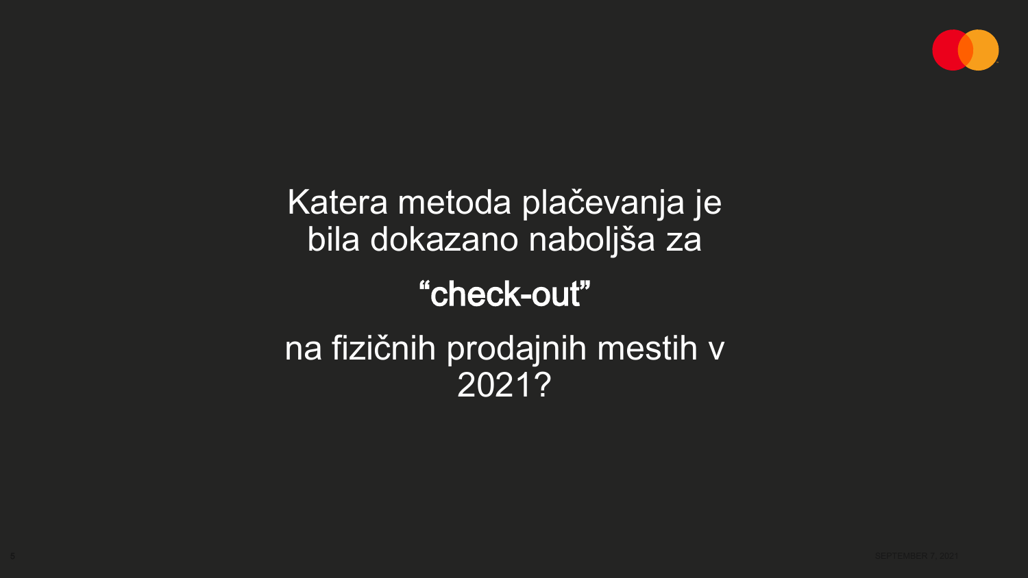Katera metoda plačevanja je bila dokazano naboljša za

**“check-out”**

na fizičnih prodajnih mestih v 2021?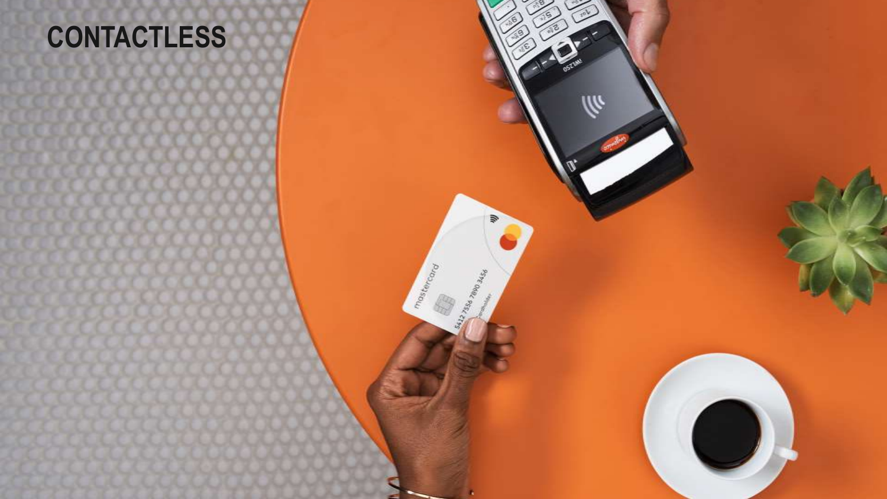# CONTACTLESS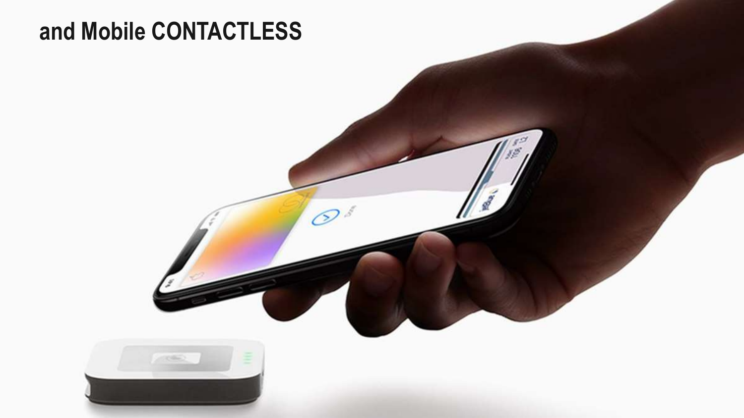## and Mobile CONTACTLESS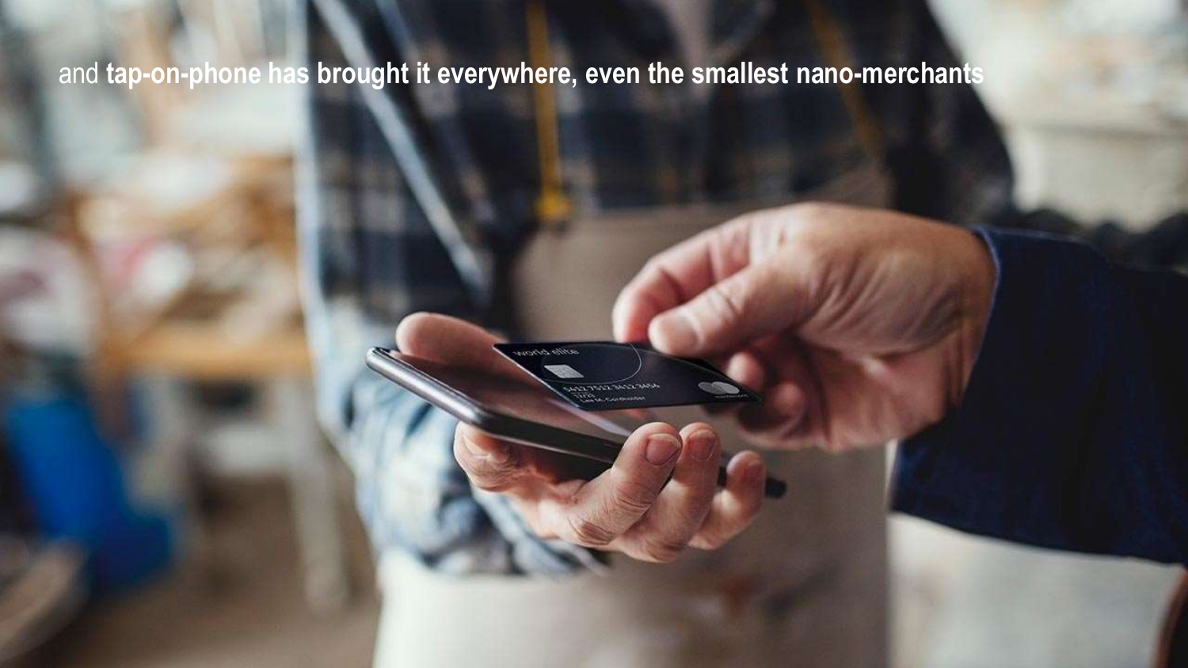and **tap-on-phone has brought it everywhere, even the smallest nano-merchants**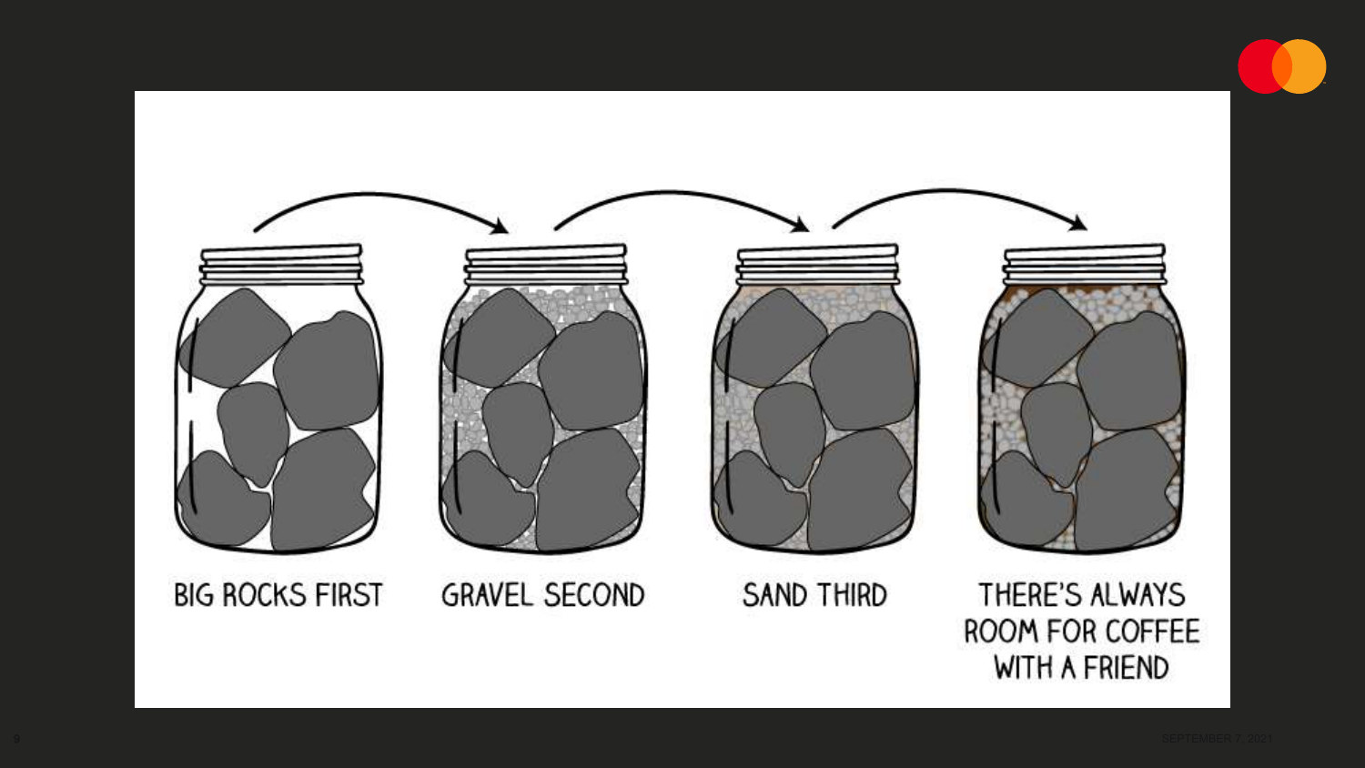BIG ROCKS FIRST

GRAVEL SECOND

SAND THIRD

THERE'S ALWAYS ROOM FOR COFFEE WITH A FRIEND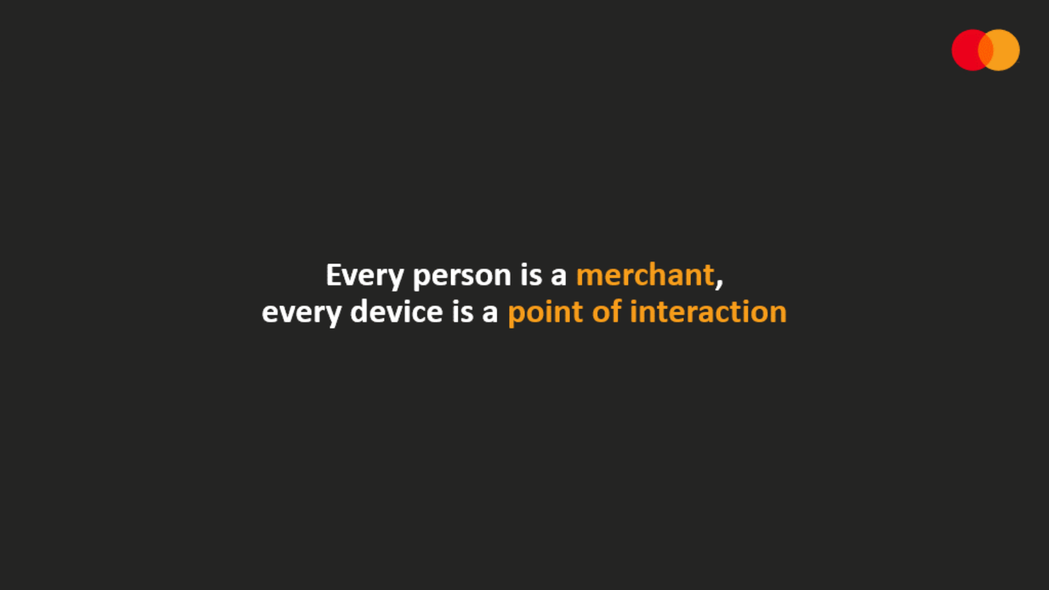Every person is a **merchant**,
every device is a **point of interaction**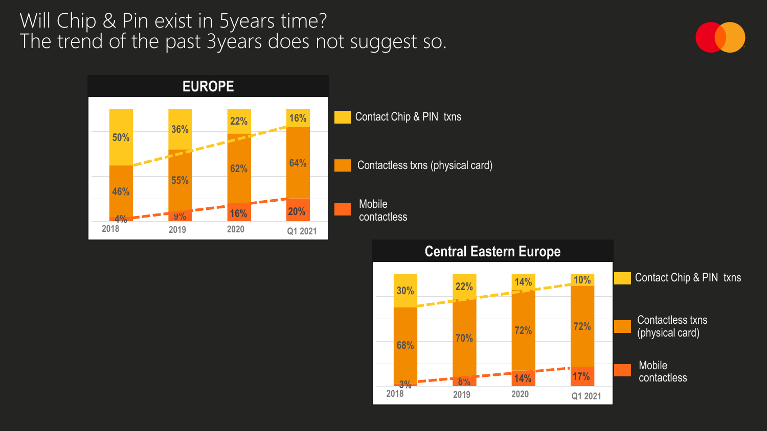# Will Chip & Pin exist in 5years time?
# The trend of the past 3years does not suggest so.

## EUROPE

| | 2018 | 2019 | 2020 | Q1 2021 |
|---|---|---|---|---|
| Contact Chip & PIN txns | 50% | 36% | 22% | 16% |
| Contactless txns (physical card) | 46% | 55% | 62% | 64% |
| Mobile contactless | 4% | 9% | 16% | 20% |

## Central Eastern Europe

| | 2018 | 2019 | 2020 | Q1 2021 |
|---|---|---|---|---|
| Contact Chip & PIN txns | 30% | 22% | 14% | 10% |
| Contactless txns (physical card) | 68% | 70% | 72% | 72% |
| Mobile contactless | 3% | 8% | 14% | 17% |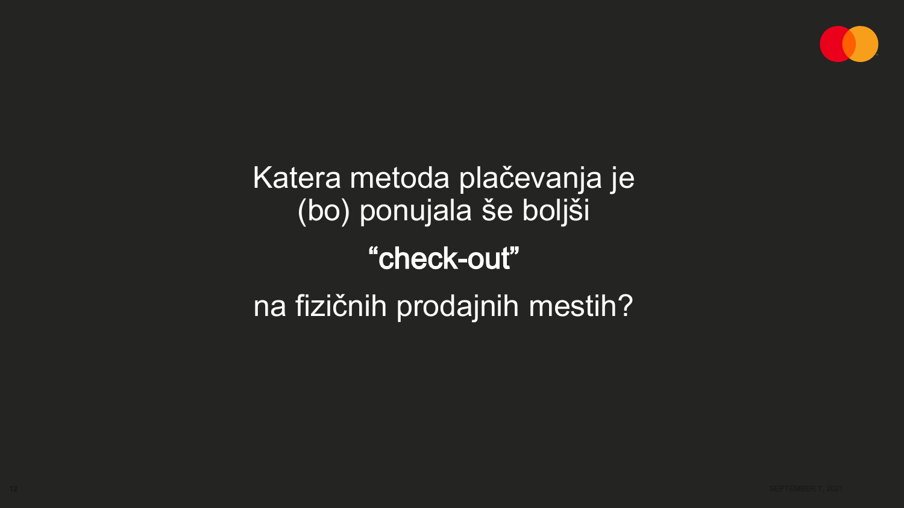Katera metoda plačevanja je (bo) ponujala še boljši

**“check-out”**

na fizičnih prodajnih mestih?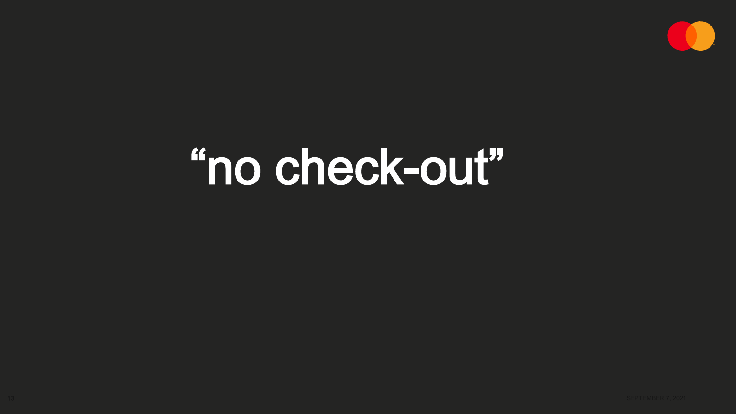# “no check-out”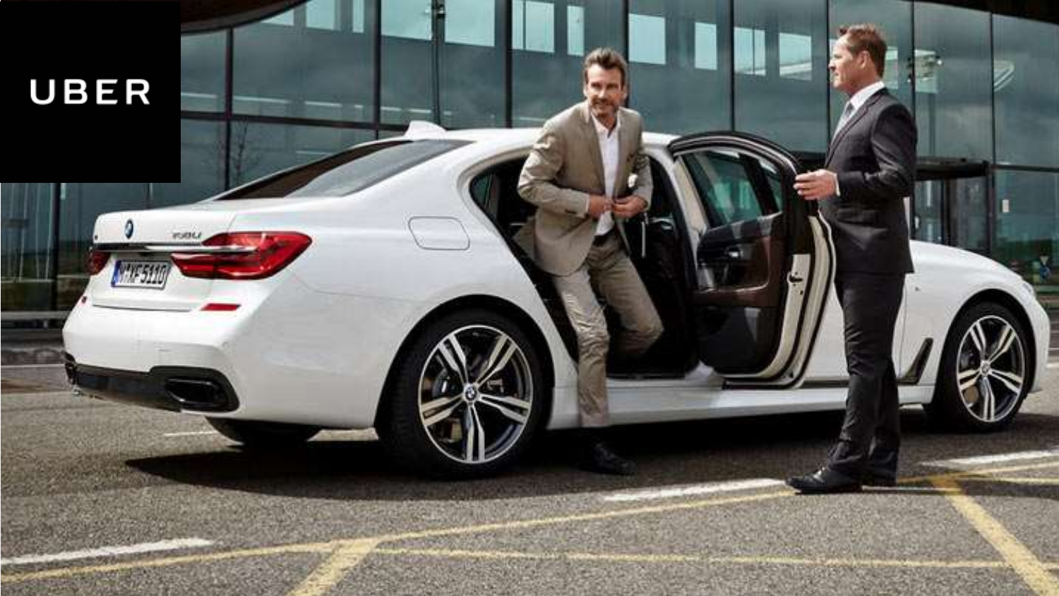UBER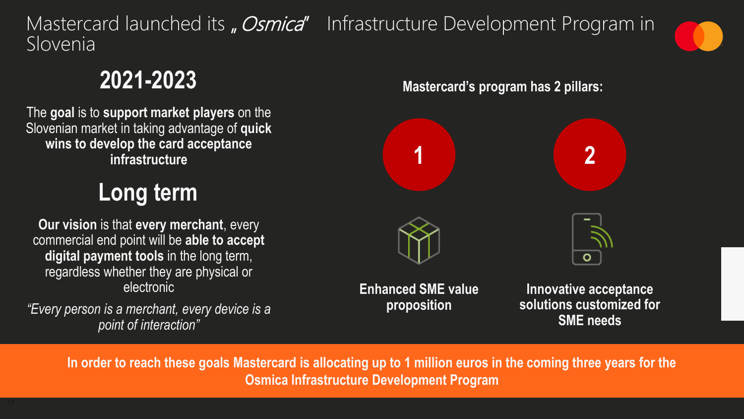# Mastercard launched its „*Osmica*" Infrastructure Development Program in Slovenia

## 2021-2023

The **goal** is to **support market players** on the Slovenian market in taking advantage of **quick wins to develop the card acceptance infrastructure**

## Long term

**Our vision** is that **every merchant**, every commercial end point will be **able to accept digital payment tools** in the long term, regardless whether they are physical or electronic

*"Every person is a merchant, every device is a point of interaction"*

**Mastercard's program has 2 pillars:**

1. **Enhanced SME value proposition**
2. **Innovative acceptance solutions customized for SME needs**

**In order to reach these goals Mastercard is allocating up to 1 million euros in the coming three years for the Osmica Infrastructure Development Program**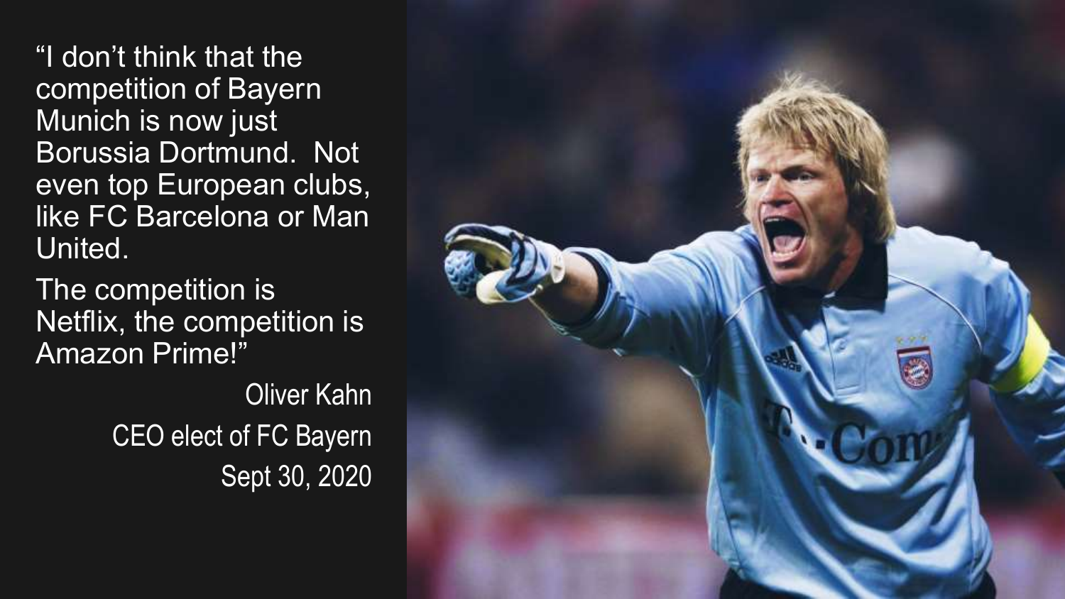"I don't think that the competition of Bayern Munich is now just Borussia Dortmund. Not even top European clubs, like FC Barcelona or Man United.

The competition is Netflix, the competition is Amazon Prime!"

Oliver Kahn

CEO elect of FC Bayern

Sept 30, 2020